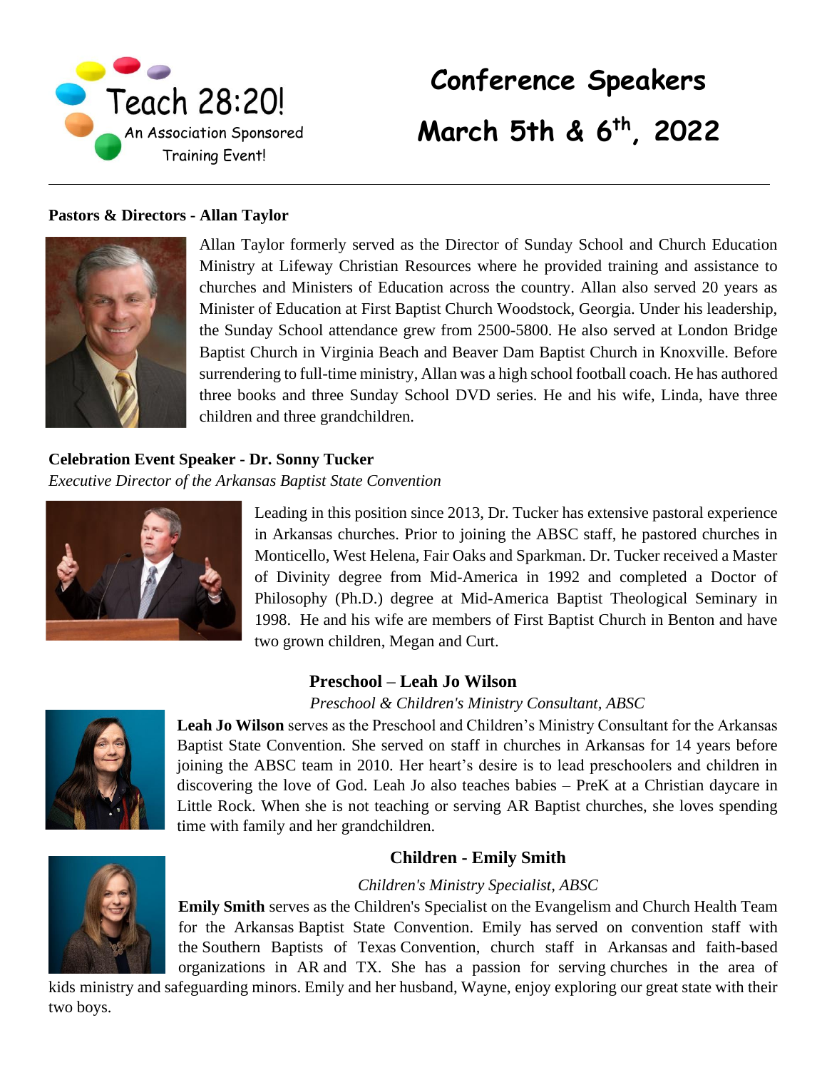Teach 28:20!
An Association Sponsored Training Event!

# Conference Speakers

# March 5th & 6th, 2022

---

**Pastors & Directors - Allan Taylor**

Allan Taylor formerly served as the Director of Sunday School and Church Education Ministry at Lifeway Christian Resources where he provided training and assistance to churches and Ministers of Education across the country. Allan also served 20 years as Minister of Education at First Baptist Church Woodstock, Georgia. Under his leadership, the Sunday School attendance grew from 2500-5800. He also served at London Bridge Baptist Church in Virginia Beach and Beaver Dam Baptist Church in Knoxville. Before surrendering to full-time ministry, Allan was a high school football coach. He has authored three books and three Sunday School DVD series. He and his wife, Linda, have three children and three grandchildren.

**Celebration Event Speaker - Dr. Sonny Tucker**
*Executive Director of the Arkansas Baptist State Convention*

Leading in this position since 2013, Dr. Tucker has extensive pastoral experience in Arkansas churches. Prior to joining the ABSC staff, he pastored churches in Monticello, West Helena, Fair Oaks and Sparkman. Dr. Tucker received a Master of Divinity degree from Mid-America in 1992 and completed a Doctor of Philosophy (Ph.D.) degree at Mid-America Baptist Theological Seminary in 1998. He and his wife are members of First Baptist Church in Benton and have two grown children, Megan and Curt.

**Preschool – Leah Jo Wilson**
*Preschool & Children's Ministry Consultant, ABSC*

**Leah Jo Wilson** serves as the Preschool and Children's Ministry Consultant for the Arkansas Baptist State Convention. She served on staff in churches in Arkansas for 14 years before joining the ABSC team in 2010. Her heart's desire is to lead preschoolers and children in discovering the love of God. Leah Jo also teaches babies – PreK at a Christian daycare in Little Rock. When she is not teaching or serving AR Baptist churches, she loves spending time with family and her grandchildren.

**Children - Emily Smith**
*Children's Ministry Specialist, ABSC*

**Emily Smith** serves as the Children's Specialist on the Evangelism and Church Health Team for the Arkansas Baptist State Convention. Emily has served on convention staff with the Southern Baptists of Texas Convention, church staff in Arkansas and faith-based organizations in AR and TX. She has a passion for serving churches in the area of kids ministry and safeguarding minors. Emily and her husband, Wayne, enjoy exploring our great state with their two boys.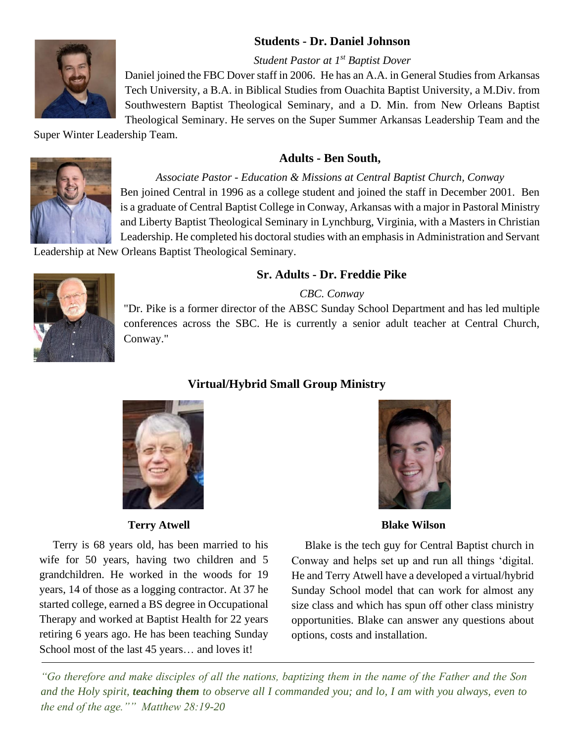### Students - Dr. Daniel Johnson

*Student Pastor at 1st Baptist Dover*

Daniel joined the FBC Dover staff in 2006. He has an A.A. in General Studies from Arkansas Tech University, a B.A. in Biblical Studies from Ouachita Baptist University, a M.Div. from Southwestern Baptist Theological Seminary, and a D. Min. from New Orleans Baptist Theological Seminary. He serves on the Super Summer Arkansas Leadership Team and the Super Winter Leadership Team.

### Adults - Ben South,

*Associate Pastor - Education & Missions at Central Baptist Church, Conway*

Ben joined Central in 1996 as a college student and joined the staff in December 2001. Ben is a graduate of Central Baptist College in Conway, Arkansas with a major in Pastoral Ministry and Liberty Baptist Theological Seminary in Lynchburg, Virginia, with a Masters in Christian Leadership. He completed his doctoral studies with an emphasis in Administration and Servant Leadership at New Orleans Baptist Theological Seminary.

### Sr. Adults - Dr. Freddie Pike

*CBC. Conway*

"Dr. Pike is a former director of the ABSC Sunday School Department and has led multiple conferences across the SBC. He is currently a senior adult teacher at Central Church, Conway."

## Virtual/Hybrid Small Group Ministry

**Terry Atwell**

Terry is 68 years old, has been married to his wife for 50 years, having two children and 5 grandchildren. He worked in the woods for 19 years, 14 of those as a logging contractor. At 37 he started college, earned a BS degree in Occupational Therapy and worked at Baptist Health for 22 years retiring 6 years ago. He has been teaching Sunday School most of the last 45 years… and loves it!

**Blake Wilson**

Blake is the tech guy for Central Baptist church in Conway and helps set up and run all things 'digital. He and Terry Atwell have a developed a virtual/hybrid Sunday School model that can work for almost any size class and which has spun off other class ministry opportunities. Blake can answer any questions about options, costs and installation.

---

*"Go therefore and make disciples of all the nations, baptizing them in the name of the Father and the Son and the Holy spirit,* ***teaching them*** *to observe all I commanded you; and lo, I am with you always, even to the end of the age."" Matthew 28:19-20*